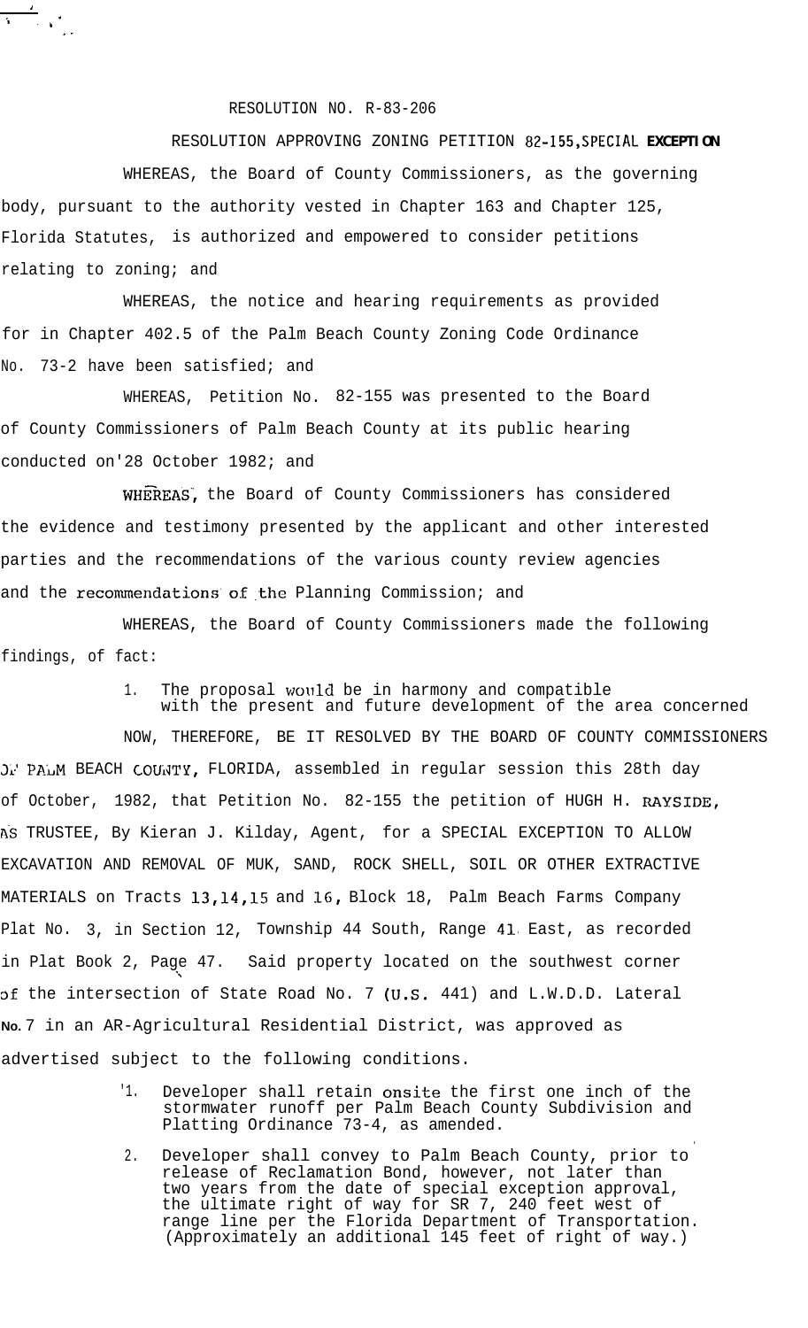RESOLUTION NO. R-83-206

RESOLUTION APPROVING ZONING PETITION 82-155, SPECIAL **EXCEPTION**

WHEREAS, the Board of County Commissioners, as the governing body, pursuant to the authority vested in Chapter 163 and Chapter 125, Florida Statutes, is authorized and empowered to consider petitions relating to zoning; and

WHEREAS, the notice and hearing requirements as provided for in Chapter 402.5 of the Palm Beach County Zoning Code Ordinance No. 73-2 have been satisfied; and

WHEREAS, Petition No. 82-155 was presented to the Board of County Commissioners of Palm Beach County at its public hearing conducted on'28 October 1982; and

WHEREAS, the Board of County Commissioners has considered the evidence and testimony presented by the applicant and other interested parties and the recommendations of the various county review agencies and the recommendations of the Planning Commission; and

WHEREAS, the Board of County Commissioners made the following findings, of fact:

1. The proposal would be in harmony and compatible with the present and future development of the area concerned

NOW, THEREFORE, BE IT RESOLVED BY THE BOARD OF COUNTY COMMISSIONERS OF PALM BEACH COUNTY, FLORIDA, assembled in regular session this 28th day of October, 1982, that Petition No. 82-155 the petition of HUGH H. RAYSIDE, AS TRUSTEE, By Kieran J. Kilday, Agent, for a SPECIAL EXCEPTION TO ALLOW EXCAVATION AND REMOVAL OF MUK, SAND, ROCK SHELL, SOIL OR OTHER EXTRACTIVE MATERIALS on Tracts 13,14,15 and 16, Block 18, Palm Beach Farms Company Plat No. 3, in Section 12, Township 44 South, Range 41 East, as recorded in Plat Book 2, Page 47. Said property located on the southwest corner of the intersection of State Road No. 7 (U.S. 441) and L.W.D.D. Lateral No. 7 in an AR-Agricultural Residential District, was approved as advertised subject to the following conditions.

1. Developer shall retain onsite the first one inch of the stormwater runoff per Palm Beach County Subdivision and Platting Ordinance 73-4, as amended.
2. Developer shall convey to Palm Beach County, prior to release of Reclamation Bond, however, not later than two years from the date of special exception approval, the ultimate right of way for SR 7, 240 feet west of range line per the Florida Department of Transportation. (Approximately an additional 145 feet of right of way.)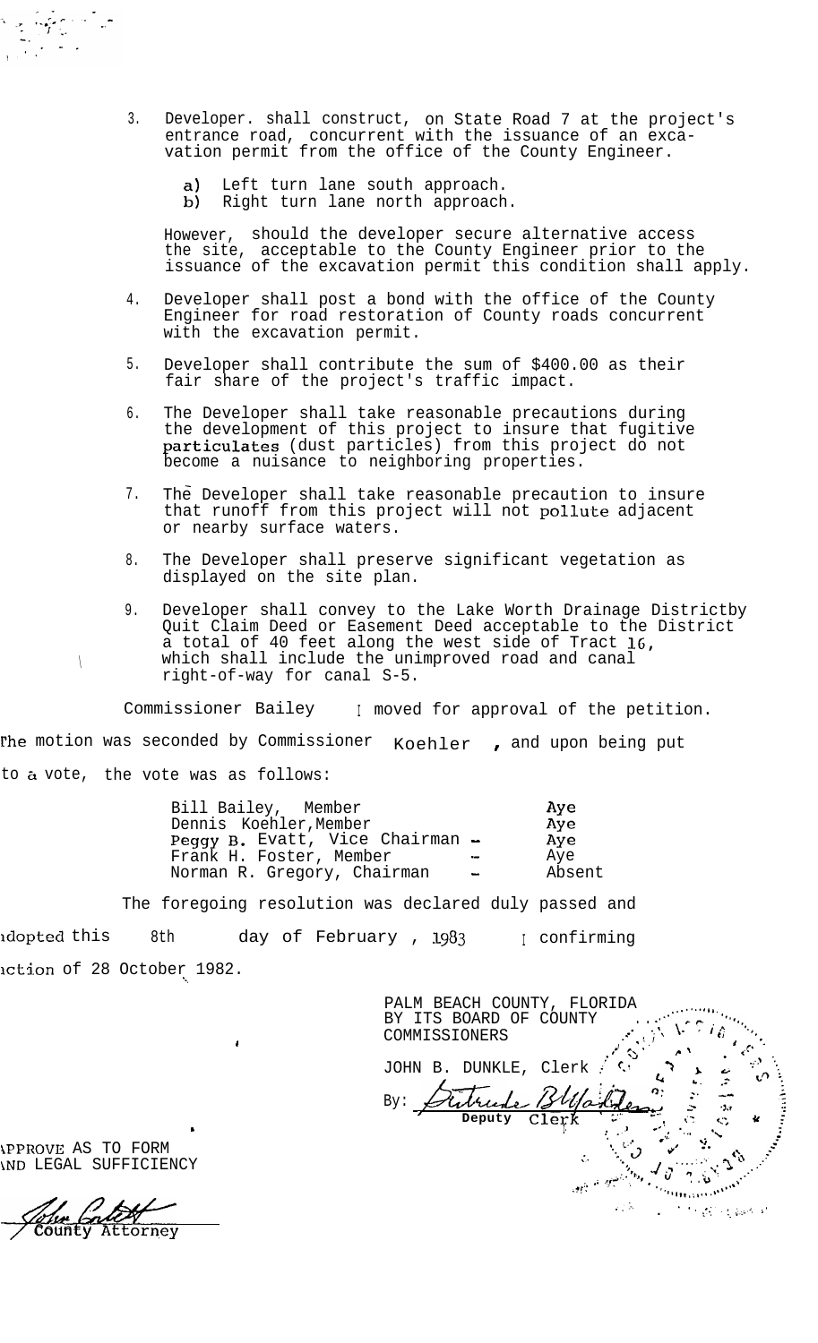3. Developer. shall construct, on State Road 7 at the project's entrance road, concurrent with the issuance of an excavation permit from the office of the County Engineer.

   a) Left turn lane south approach.
   b) Right turn lane north approach.

   However, should the developer secure alternative access the site, acceptable to the County Engineer prior to the issuance of the excavation permit this condition shall apply.

4. Developer shall post a bond with the office of the County Engineer for road restoration of County roads concurrent with the excavation permit.

5. Developer shall contribute the sum of $400.00 as their fair share of the project's traffic impact.

6. The Developer shall take reasonable precautions during the development of this project to insure that fugitive particulates (dust particles) from this project do not become a nuisance to neighboring properties.

7. The Developer shall take reasonable precaution to insure that runoff from this project will not pollute adjacent or nearby surface waters.

8. The Developer shall preserve significant vegetation as displayed on the site plan.

9. Developer shall convey to the Lake Worth Drainage Districtby Quit Claim Deed or Easement Deed acceptable to the District a total of 40 feet along the west side of Tract 16, which shall include the unimproved road and canal right-of-way for canal S-5.

Commissioner Bailey, moved for approval of the petition.

The motion was seconded by Commissioner Koehler, and upon being put to a vote, the vote was as follows:

| | |
|---|---|
| Bill Bailey, Member | Aye |
| Dennis Koehler, Member | Aye |
| Peggy B. Evatt, Vice Chairman - | Aye |
| Frank H. Foster, Member - | Aye |
| Norman R. Gregory, Chairman - | Absent |

The foregoing resolution was declared duly passed and adopted this 8th day of February, 1983, confirming action of 28 October 1982.

PALM BEACH COUNTY, FLORIDA
BY ITS BOARD OF COUNTY COMMISSIONERS

JOHN B. DUNKLE, Clerk

By: Deputy Clerk

APPROVE AS TO FORM
AND LEGAL SUFFICIENCY

County Attorney